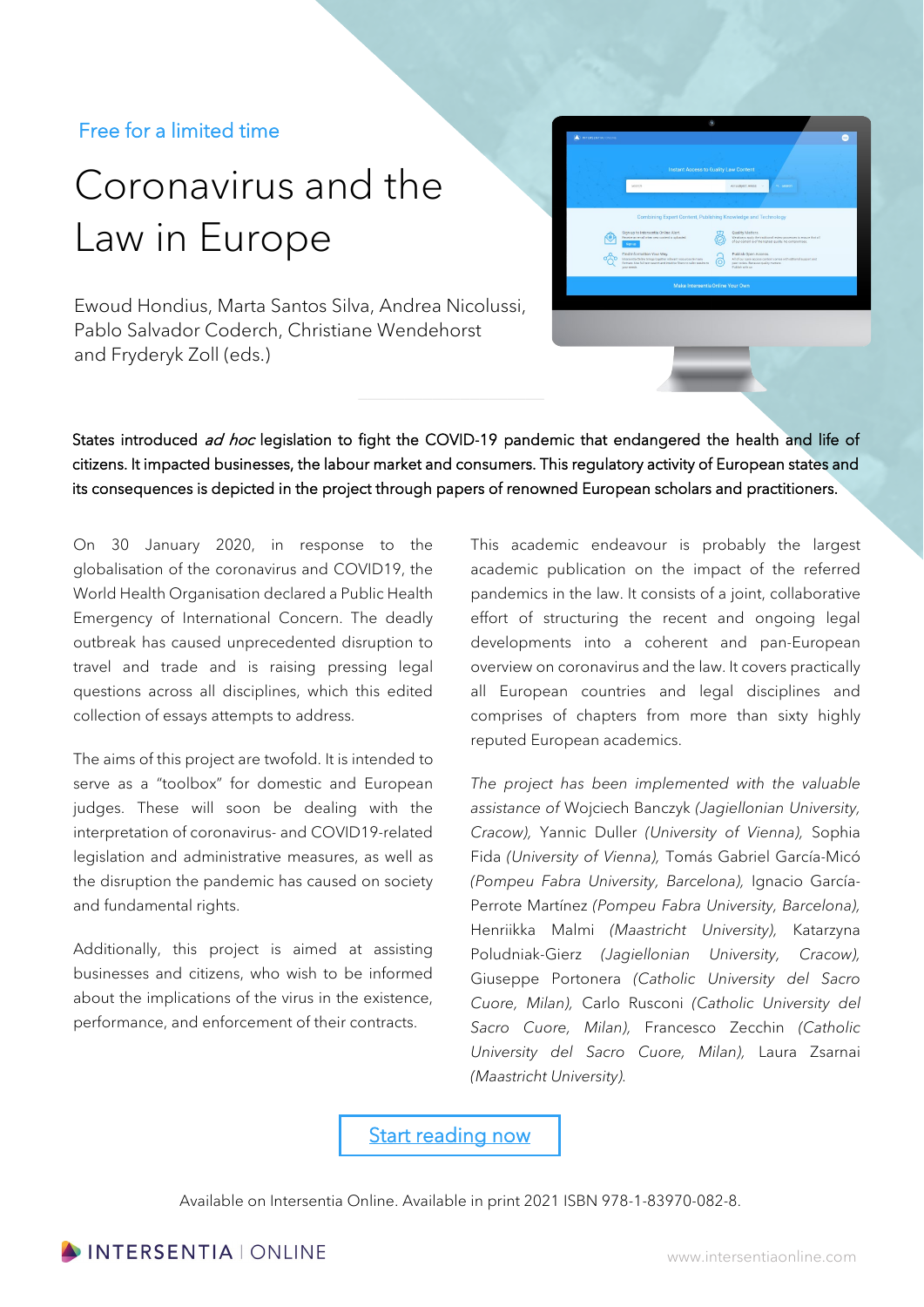Free for a limited time

# Coronavirus and the Law in Europe

Ewoud Hondius, Marta Santos Silva, Andrea Nicolussi, Pablo Salvador Coderch, Christiane Wendehorst and Fryderyk Zoll (eds.)

States introduced *ad hoc* legislation to fight the COVID-19 pandemic that endangered the health and life of citizens. It impacted businesses, the labour market and consumers. This regulatory activity of European states and its consequences is depicted in the project through papers of renowned European scholars and practitioners.

On 30 January 2020, in response to the globalisation of the coronavirus and COVID19, the World Health Organisation declared a Public Health Emergency of International Concern. The deadly outbreak has caused unprecedented disruption to travel and trade and is raising pressing legal questions across all disciplines, which this edited collection of essays attempts to address.

The aims of this project are twofold. It is intended to serve as a "toolbox" for domestic and European judges. These will soon be dealing with the interpretation of coronavirus- and COVID19-related legislation and administrative measures, as well as the disruption the pandemic has caused on society and fundamental rights.

Additionally, this project is aimed at assisting businesses and citizens, who wish to be informed about the implications of the virus in the existence, performance, and enforcement of their contracts.

This academic endeavour is probably the largest academic publication on the impact of the referred pandemics in the law. It consists of a joint, collaborative effort of structuring the recent and ongoing legal developments into a coherent and pan-European overview on coronavirus and the law. It covers practically all European countries and legal disciplines and comprises of chapters from more than sixty highly reputed European academics.

*The project has been implemented with the valuable assistance of* Wojciech Banczyk *(Jagiellonian University, Cracow),* Yannic Duller *(University of Vienna),* Sophia Fida *(University of Vienna),* Tomás Gabriel García-Micó *(Pompeu Fabra University, Barcelona),* Ignacio García-Perrote Martínez *(Pompeu Fabra University, Barcelona),* Henriikka Malmi *(Maastricht University),* Katarzyna Poludniak-Gierz *(Jagiellonian University, Cracow),* Giuseppe Portonera *(Catholic University del Sacro Cuore, Milan),* Carlo Rusconi *(Catholic University del Sacro Cuore, Milan),* Francesco Zecchin *(Catholic University del Sacro Cuore, Milan),* Laura Zsarnai *(Maastricht University).*

Start reading now

Available on Intersentia Online. Available in print 2021 ISBN 978-1-83970-082-8.

INTERSENTIA | ONLINE

www.intersentiaonline.com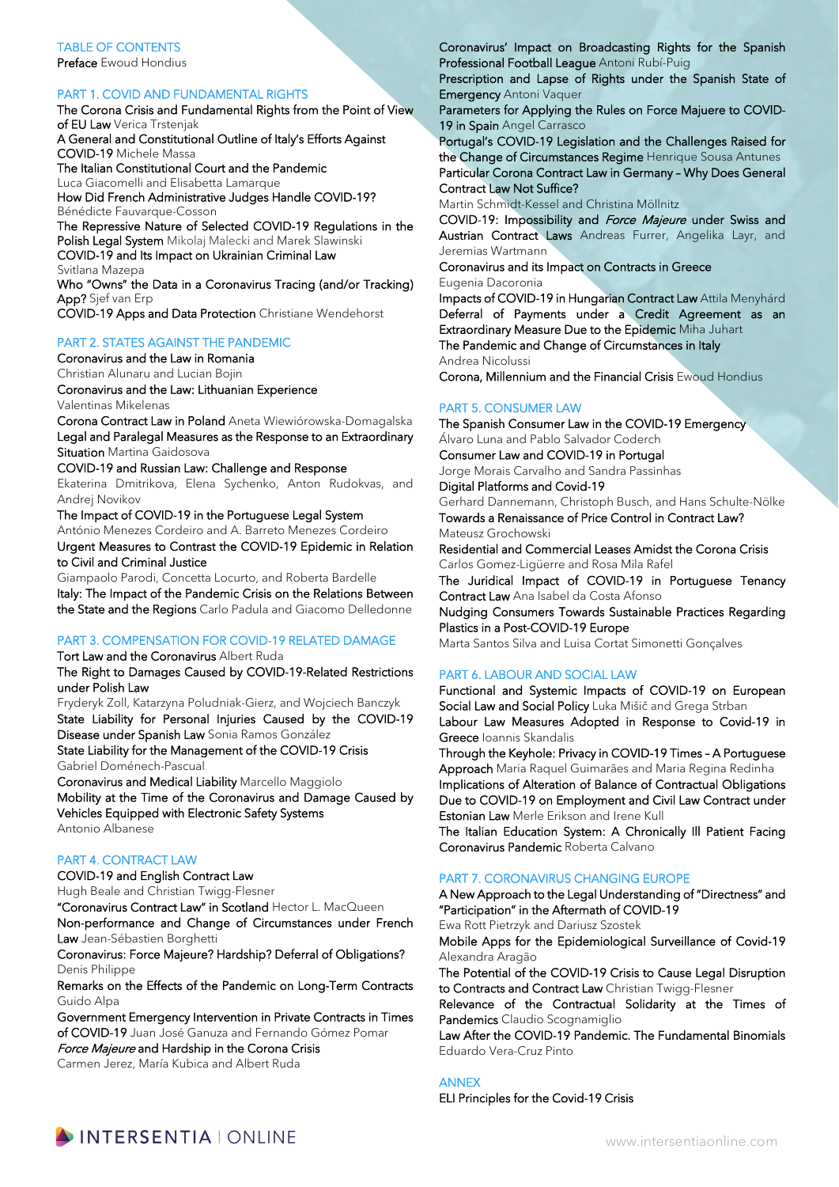## TABLE OF CONTENTS

Preface Ewoud Hondius

### PART 1. COVID AND FUNDAMENTAL RIGHTS

The Corona Crisis and Fundamental Rights from the Point of View of EU Law Verica Trstenjak

A General and Constitutional Outline of Italy's Efforts Against COVID-19 Michele Massa

The Italian Constitutional Court and the Pandemic
Luca Giacomelli and Elisabetta Lamarque

How Did French Administrative Judges Handle COVID-19?
Bénédicte Fauvarque-Cosson

The Repressive Nature of Selected COVID-19 Regulations in the Polish Legal System Mikolaj Malecki and Marek Slawinski

COVID-19 and Its Impact on Ukrainian Criminal Law
Svitlana Mazepa

Who "Owns" the Data in a Coronavirus Tracing (and/or Tracking) App? Sjef van Erp

COVID-19 Apps and Data Protection Christiane Wendehorst

### PART 2. STATES AGAINST THE PANDEMIC

Coronavirus and the Law in Romania
Christian Alunaru and Lucian Bojin

Coronavirus and the Law: Lithuanian Experience
Valentinas Mikelenas

Corona Contract Law in Poland Aneta Wiewiórowska-Domagalska

Legal and Paralegal Measures as the Response to an Extraordinary Situation Martina Gaidosova

COVID-19 and Russian Law: Challenge and Response
Ekaterina Dmitrikova, Elena Sychenko, Anton Rudokvas, and Andrej Novikov

The Impact of COVID-19 in the Portuguese Legal System
António Menezes Cordeiro and A. Barreto Menezes Cordeiro

Urgent Measures to Contrast the COVID-19 Epidemic in Relation to Civil and Criminal Justice
Giampaolo Parodi, Concetta Locurto, and Roberta Bardelle

Italy: The Impact of the Pandemic Crisis on the Relations Between the State and the Regions Carlo Padula and Giacomo Delledonne

### PART 3. COMPENSATION FOR COVID-19 RELATED DAMAGE

Tort Law and the Coronavirus Albert Ruda

The Right to Damages Caused by COVID-19-Related Restrictions under Polish Law
Fryderyk Zoll, Katarzyna Poludniak-Gierz, and Wojciech Banczyk

State Liability for Personal Injuries Caused by the COVID-19 Disease under Spanish Law Sonia Ramos González

State Liability for the Management of the COVID-19 Crisis
Gabriel Doménech-Pascual

Coronavirus and Medical Liability Marcello Maggiolo

Mobility at the Time of the Coronavirus and Damage Caused by Vehicles Equipped with Electronic Safety Systems
Antonio Albanese

### PART 4. CONTRACT LAW

COVID-19 and English Contract Law
Hugh Beale and Christian Twigg-Flesner

"Coronavirus Contract Law" in Scotland Hector L. MacQueen

Non-performance and Change of Circumstances under French Law Jean-Sébastien Borghetti

Coronavirus: Force Majeure? Hardship? Deferral of Obligations?
Denis Philippe

Remarks on the Effects of the Pandemic on Long-Term Contracts
Guido Alpa

Government Emergency Intervention in Private Contracts in Times of COVID-19 Juan José Ganuza and Fernando Gómez Pomar

*Force Majeure* and Hardship in the Corona Crisis
Carmen Jerez, María Kubica and Albert Ruda

Coronavirus' Impact on Broadcasting Rights for the Spanish Professional Football League Antoni Rubí-Puig

Prescription and Lapse of Rights under the Spanish State of Emergency Antoni Vaquer

Parameters for Applying the Rules on Force Majeure to COVID-19 in Spain Angel Carrasco

Portugal's COVID-19 Legislation and the Challenges Raised for the Change of Circumstances Regime Henrique Sousa Antunes

Particular Corona Contract Law in Germany – Why Does General Contract Law Not Suffice?
Martin Schmidt-Kessel and Christina Möllnitz

COVID-19: Impossibility and *Force Majeure* under Swiss and Austrian Contract Laws Andreas Furrer, Angelika Layr, and Jeremias Wartmann

Coronavirus and its Impact on Contracts in Greece
Eugenia Dacoronia

Impacts of COVID-19 in Hungarian Contract Law Attila Menyhárd

Deferral of Payments under a Credit Agreement as an Extraordinary Measure Due to the Epidemic Miha Juhart

The Pandemic and Change of Circumstances in Italy
Andrea Nicolussi

Corona, Millennium and the Financial Crisis Ewoud Hondius

### PART 5. CONSUMER LAW

The Spanish Consumer Law in the COVID-19 Emergency
Álvaro Luna and Pablo Salvador Coderch

Consumer Law and COVID-19 in Portugal
Jorge Morais Carvalho and Sandra Passinhas

Digital Platforms and Covid-19
Gerhard Dannemann, Christoph Busch, and Hans Schulte-Nölke

Towards a Renaissance of Price Control in Contract Law?
Mateusz Grochowski

Residential and Commercial Leases Amidst the Corona Crisis
Carlos Gomez-Ligüerre and Rosa Mila Rafel

The Juridical Impact of COVID-19 in Portuguese Tenancy Contract Law Ana Isabel da Costa Afonso

Nudging Consumers Towards Sustainable Practices Regarding Plastics in a Post-COVID-19 Europe
Marta Santos Silva and Luisa Cortat Simonetti Gonçalves

### PART 6. LABOUR AND SOCIAL LAW

Functional and Systemic Impacts of COVID-19 on European Social Law and Social Policy Luka Mišič and Grega Strban

Labour Law Measures Adopted in Response to Covid-19 in Greece Ioannis Skandalis

Through the Keyhole: Privacy in COVID-19 Times – A Portuguese Approach Maria Raquel Guimarães and Maria Regina Redinha

Implications of Alteration of Balance of Contractual Obligations Due to COVID-19 on Employment and Civil Law Contract under Estonian Law Merle Erikson and Irene Kull

The Italian Education System: A Chronically Ill Patient Facing Coronavirus Pandemic Roberta Calvano

### PART 7. CORONAVIRUS CHANGING EUROPE

A New Approach to the Legal Understanding of "Directness" and "Participation" in the Aftermath of COVID-19
Ewa Rott Pietrzyk and Dariusz Szostek

Mobile Apps for the Epidemiological Surveillance of Covid-19
Alexandra Aragão

The Potential of the COVID-19 Crisis to Cause Legal Disruption to Contracts and Contract Law Christian Twigg-Flesner

Relevance of the Contractual Solidarity at the Times of Pandemics Claudio Scognamiglio

Law After the COVID-19 Pandemic. The Fundamental Binomials
Eduardo Vera-Cruz Pinto

### ANNEX

ELI Principles for the Covid-19 Crisis

INTERSENTIA | ONLINE

www.intersentiaonline.com